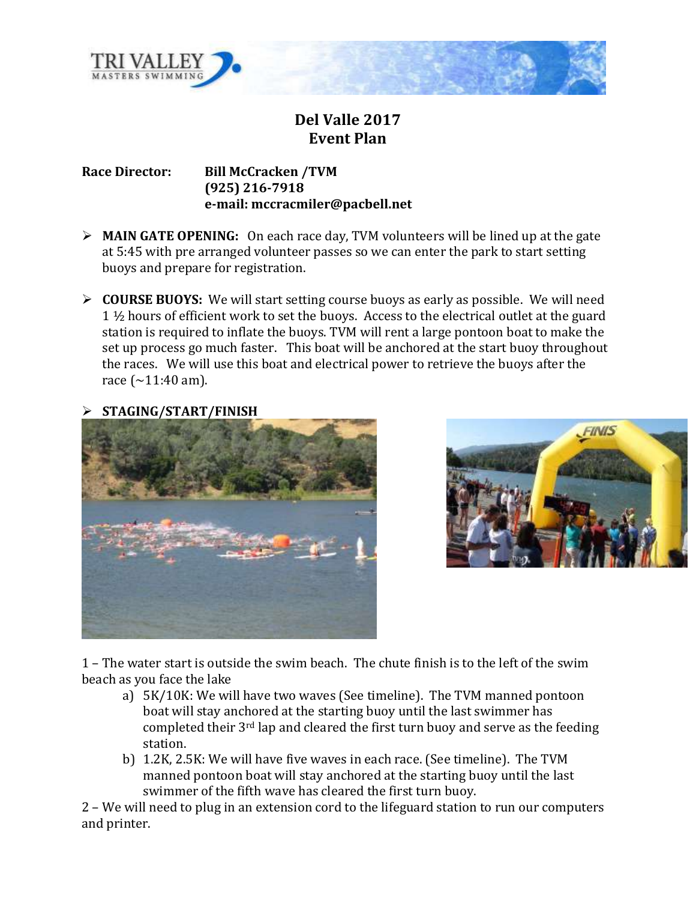# Del Valle 2017
# Event Plan

**Race Director:** **Bill McCracken /TVM**
**(925) 216-7918**
**e-mail: mccracmiler@pacbell.net**

- **MAIN GATE OPENING:** On each race day, TVM volunteers will be lined up at the gate at 5:45 with pre arranged volunteer passes so we can enter the park to start setting buoys and prepare for registration.

- **COURSE BUOYS:** We will start setting course buoys as early as possible. We will need 1 ½ hours of efficient work to set the buoys. Access to the electrical outlet at the guard station is required to inflate the buoys. TVM will rent a large pontoon boat to make the set up process go much faster. This boat will be anchored at the start buoy throughout the races. We will use this boat and electrical power to retrieve the buoys after the race (~11:40 am).

- **STAGING/START/FINISH**

1 – The water start is outside the swim beach. The chute finish is to the left of the swim beach as you face the lake

a) 5K/10K: We will have two waves (See timeline). The TVM manned pontoon boat will stay anchored at the starting buoy until the last swimmer has completed their 3rd lap and cleared the first turn buoy and serve as the feeding station.

b) 1.2K, 2.5K: We will have five waves in each race. (See timeline). The TVM manned pontoon boat will stay anchored at the starting buoy until the last swimmer of the fifth wave has cleared the first turn buoy.

2 – We will need to plug in an extension cord to the lifeguard station to run our computers and printer.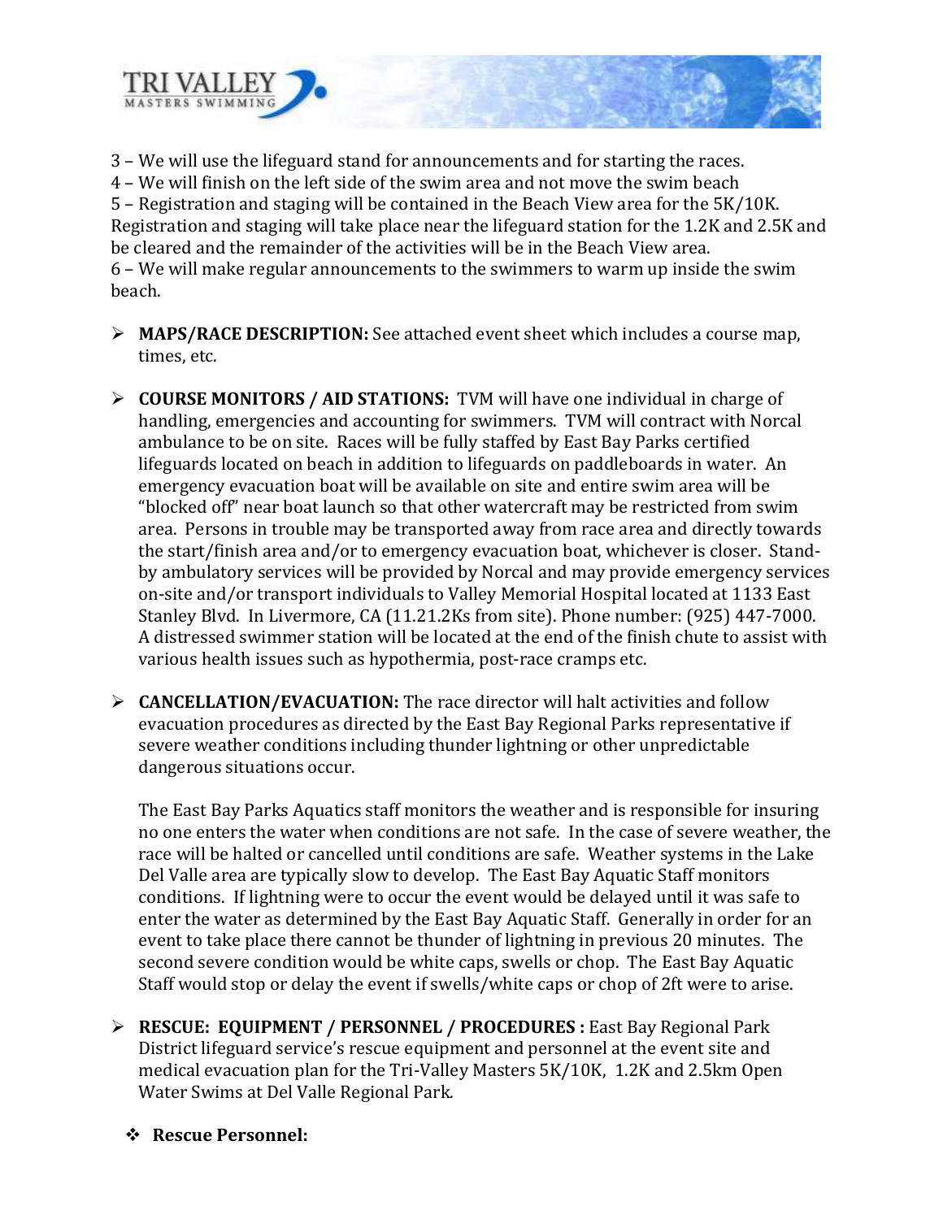3 – We will use the lifeguard stand for announcements and for starting the races.
4 – We will finish on the left side of the swim area and not move the swim beach
5 – Registration and staging will be contained in the Beach View area for the 5K/10K. Registration and staging will take place near the lifeguard station for the 1.2K and 2.5K and be cleared and the remainder of the activities will be in the Beach View area.
6 – We will make regular announcements to the swimmers to warm up inside the swim beach.

- **MAPS/RACE DESCRIPTION:** See attached event sheet which includes a course map, times, etc.

- **COURSE MONITORS / AID STATIONS:** TVM will have one individual in charge of handling, emergencies and accounting for swimmers. TVM will contract with Norcal ambulance to be on site. Races will be fully staffed by East Bay Parks certified lifeguards located on beach in addition to lifeguards on paddleboards in water. An emergency evacuation boat will be available on site and entire swim area will be "blocked off" near boat launch so that other watercraft may be restricted from swim area. Persons in trouble may be transported away from race area and directly towards the start/finish area and/or to emergency evacuation boat, whichever is closer. Stand-by ambulatory services will be provided by Norcal and may provide emergency services on-site and/or transport individuals to Valley Memorial Hospital located at 1133 East Stanley Blvd. In Livermore, CA (11.21.2Ks from site). Phone number: (925) 447-7000. A distressed swimmer station will be located at the end of the finish chute to assist with various health issues such as hypothermia, post-race cramps etc.

- **CANCELLATION/EVACUATION:** The race director will halt activities and follow evacuation procedures as directed by the East Bay Regional Parks representative if severe weather conditions including thunder lightning or other unpredictable dangerous situations occur.

  The East Bay Parks Aquatics staff monitors the weather and is responsible for insuring no one enters the water when conditions are not safe. In the case of severe weather, the race will be halted or cancelled until conditions are safe. Weather systems in the Lake Del Valle area are typically slow to develop. The East Bay Aquatic Staff monitors conditions. If lightning were to occur the event would be delayed until it was safe to enter the water as determined by the East Bay Aquatic Staff. Generally in order for an event to take place there cannot be thunder of lightning in previous 20 minutes. The second severe condition would be white caps, swells or chop. The East Bay Aquatic Staff would stop or delay the event if swells/white caps or chop of 2ft were to arise.

- **RESCUE: EQUIPMENT / PERSONNEL / PROCEDURES :** East Bay Regional Park District lifeguard service's rescue equipment and personnel at the event site and medical evacuation plan for the Tri-Valley Masters 5K/10K, 1.2K and 2.5km Open Water Swims at Del Valle Regional Park.

  - **Rescue Personnel:**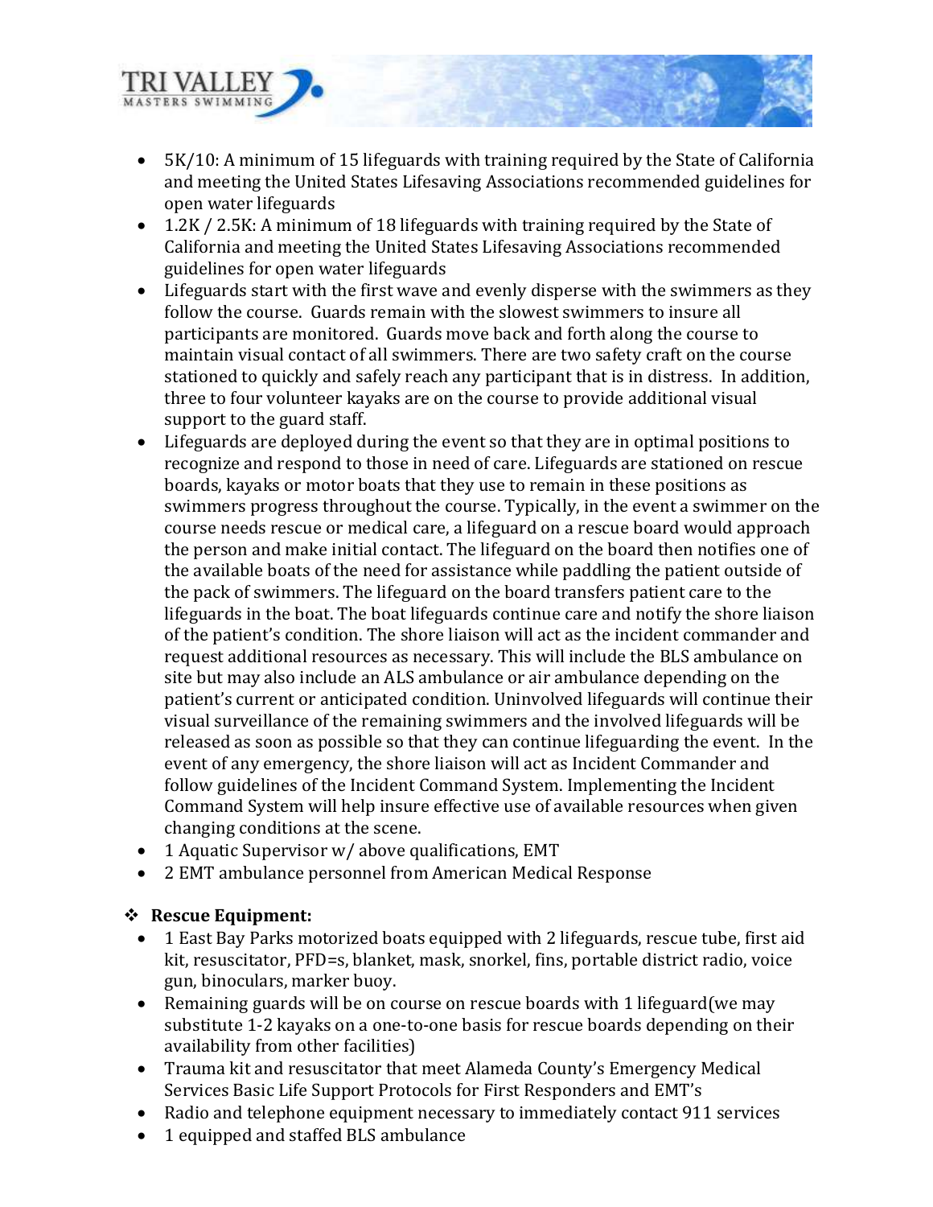- 5K/10: A minimum of 15 lifeguards with training required by the State of California and meeting the United States Lifesaving Associations recommended guidelines for open water lifeguards
- 1.2K / 2.5K: A minimum of 18 lifeguards with training required by the State of California and meeting the United States Lifesaving Associations recommended guidelines for open water lifeguards
- Lifeguards start with the first wave and evenly disperse with the swimmers as they follow the course. Guards remain with the slowest swimmers to insure all participants are monitored. Guards move back and forth along the course to maintain visual contact of all swimmers. There are two safety craft on the course stationed to quickly and safely reach any participant that is in distress. In addition, three to four volunteer kayaks are on the course to provide additional visual support to the guard staff.
- Lifeguards are deployed during the event so that they are in optimal positions to recognize and respond to those in need of care. Lifeguards are stationed on rescue boards, kayaks or motor boats that they use to remain in these positions as swimmers progress throughout the course. Typically, in the event a swimmer on the course needs rescue or medical care, a lifeguard on a rescue board would approach the person and make initial contact. The lifeguard on the board then notifies one of the available boats of the need for assistance while paddling the patient outside of the pack of swimmers. The lifeguard on the board transfers patient care to the lifeguards in the boat. The boat lifeguards continue care and notify the shore liaison of the patient's condition. The shore liaison will act as the incident commander and request additional resources as necessary. This will include the BLS ambulance on site but may also include an ALS ambulance or air ambulance depending on the patient's current or anticipated condition. Uninvolved lifeguards will continue their visual surveillance of the remaining swimmers and the involved lifeguards will be released as soon as possible so that they can continue lifeguarding the event. In the event of any emergency, the shore liaison will act as Incident Commander and follow guidelines of the Incident Command System. Implementing the Incident Command System will help insure effective use of available resources when given changing conditions at the scene.
- 1 Aquatic Supervisor w/ above qualifications, EMT
- 2 EMT ambulance personnel from American Medical Response

❖ **Rescue Equipment:**

- 1 East Bay Parks motorized boats equipped with 2 lifeguards, rescue tube, first aid kit, resuscitator, PFD=s, blanket, mask, snorkel, fins, portable district radio, voice gun, binoculars, marker buoy.
- Remaining guards will be on course on rescue boards with 1 lifeguard(we may substitute 1-2 kayaks on a one-to-one basis for rescue boards depending on their availability from other facilities)
- Trauma kit and resuscitator that meet Alameda County's Emergency Medical Services Basic Life Support Protocols for First Responders and EMT's
- Radio and telephone equipment necessary to immediately contact 911 services
- 1 equipped and staffed BLS ambulance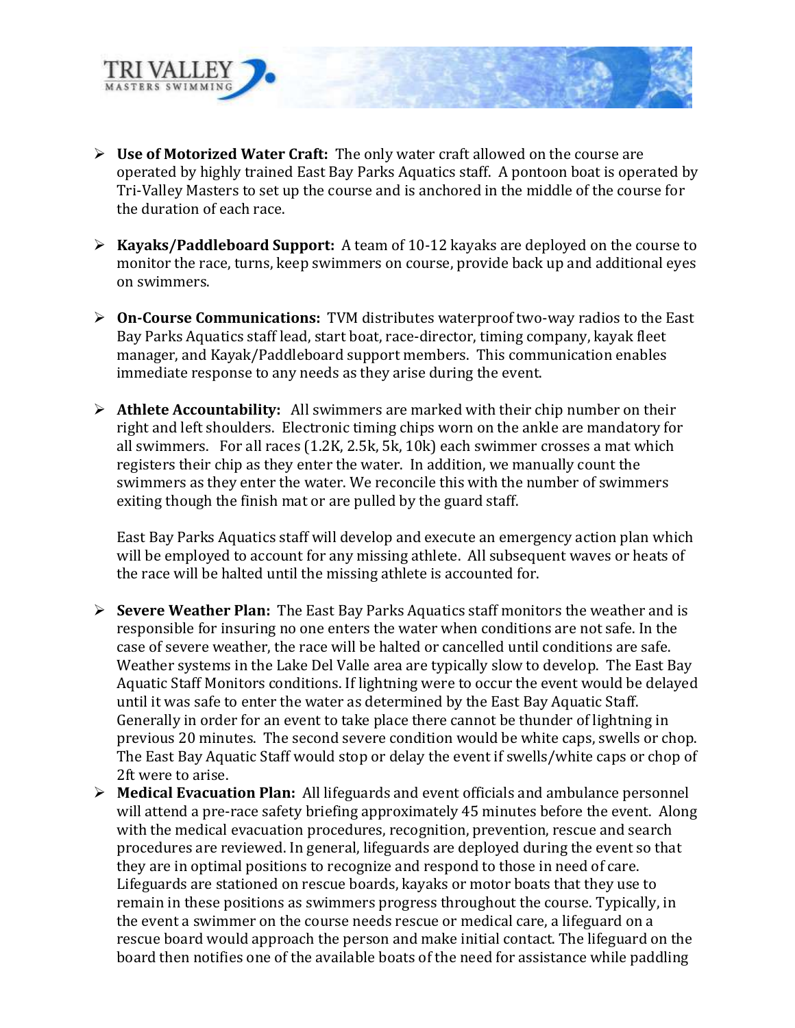- **Use of Motorized Water Craft:** The only water craft allowed on the course are operated by highly trained East Bay Parks Aquatics staff. A pontoon boat is operated by Tri-Valley Masters to set up the course and is anchored in the middle of the course for the duration of each race.

- **Kayaks/Paddleboard Support:** A team of 10-12 kayaks are deployed on the course to monitor the race, turns, keep swimmers on course, provide back up and additional eyes on swimmers.

- **On-Course Communications:** TVM distributes waterproof two-way radios to the East Bay Parks Aquatics staff lead, start boat, race-director, timing company, kayak fleet manager, and Kayak/Paddleboard support members. This communication enables immediate response to any needs as they arise during the event.

- **Athlete Accountability:** All swimmers are marked with their chip number on their right and left shoulders. Electronic timing chips worn on the ankle are mandatory for all swimmers. For all races (1.2K, 2.5k, 5k, 10k) each swimmer crosses a mat which registers their chip as they enter the water. In addition, we manually count the swimmers as they enter the water. We reconcile this with the number of swimmers exiting though the finish mat or are pulled by the guard staff.

  East Bay Parks Aquatics staff will develop and execute an emergency action plan which will be employed to account for any missing athlete. All subsequent waves or heats of the race will be halted until the missing athlete is accounted for.

- **Severe Weather Plan:** The East Bay Parks Aquatics staff monitors the weather and is responsible for insuring no one enters the water when conditions are not safe. In the case of severe weather, the race will be halted or cancelled until conditions are safe. Weather systems in the Lake Del Valle area are typically slow to develop. The East Bay Aquatic Staff Monitors conditions. If lightning were to occur the event would be delayed until it was safe to enter the water as determined by the East Bay Aquatic Staff. Generally in order for an event to take place there cannot be thunder of lightning in previous 20 minutes. The second severe condition would be white caps, swells or chop. The East Bay Aquatic Staff would stop or delay the event if swells/white caps or chop of 2ft were to arise.
- **Medical Evacuation Plan:** All lifeguards and event officials and ambulance personnel will attend a pre-race safety briefing approximately 45 minutes before the event. Along with the medical evacuation procedures, recognition, prevention, rescue and search procedures are reviewed. In general, lifeguards are deployed during the event so that they are in optimal positions to recognize and respond to those in need of care. Lifeguards are stationed on rescue boards, kayaks or motor boats that they use to remain in these positions as swimmers progress throughout the course. Typically, in the event a swimmer on the course needs rescue or medical care, a lifeguard on a rescue board would approach the person and make initial contact. The lifeguard on the board then notifies one of the available boats of the need for assistance while paddling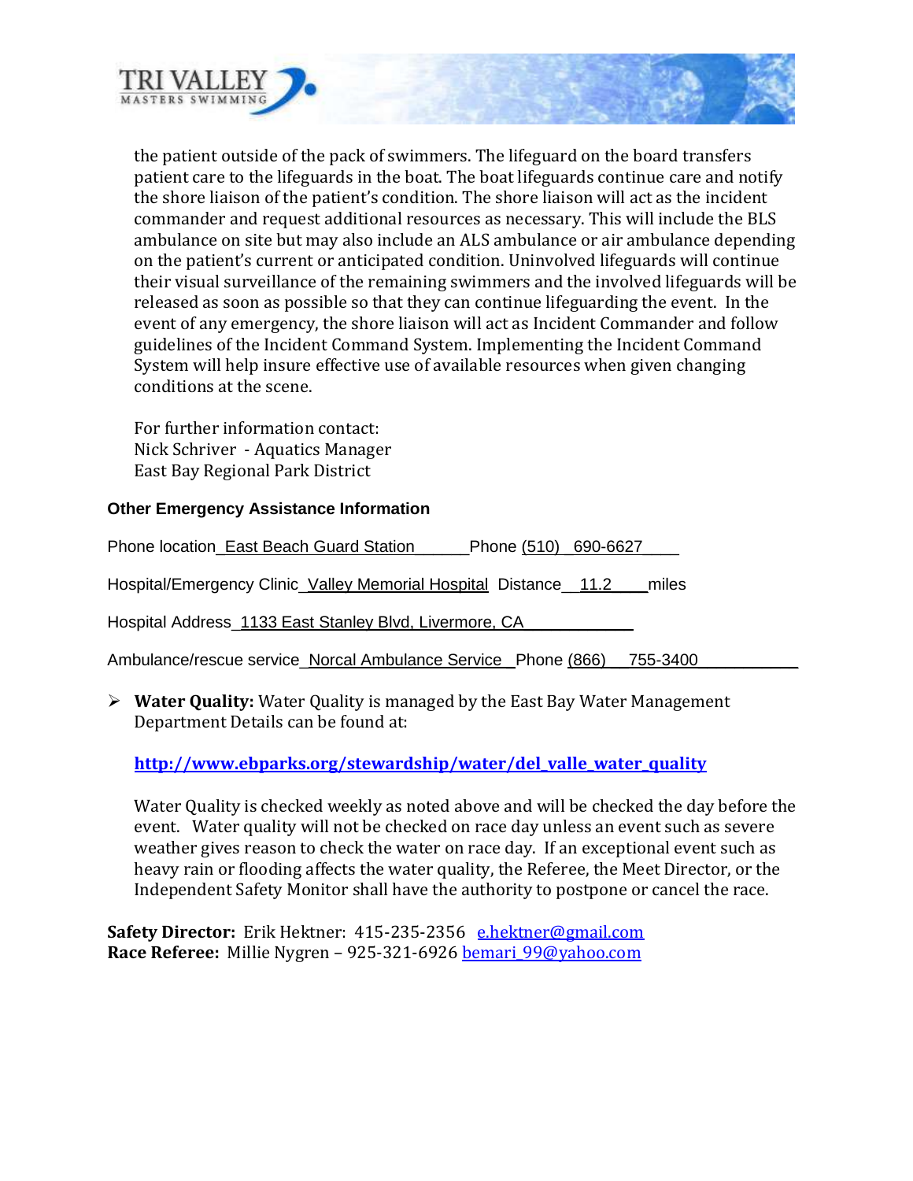the patient outside of the pack of swimmers. The lifeguard on the board transfers patient care to the lifeguards in the boat. The boat lifeguards continue care and notify the shore liaison of the patient's condition. The shore liaison will act as the incident commander and request additional resources as necessary. This will include the BLS ambulance on site but may also include an ALS ambulance or air ambulance depending on the patient's current or anticipated condition. Uninvolved lifeguards will continue their visual surveillance of the remaining swimmers and the involved lifeguards will be released as soon as possible so that they can continue lifeguarding the event. In the event of any emergency, the shore liaison will act as Incident Commander and follow guidelines of the Incident Command System. Implementing the Incident Command System will help insure effective use of available resources when given changing conditions at the scene.

For further information contact:
Nick Schriver - Aquatics Manager
East Bay Regional Park District

**Other Emergency Assistance Information**

Phone location East Beach Guard Station Phone (510) 690-6627

Hospital/Emergency Clinic Valley Memorial Hospital Distance 11.2 miles

Hospital Address 1133 East Stanley Blvd, Livermore, CA

Ambulance/rescue service Norcal Ambulance Service Phone (866) 755-3400

- **Water Quality:** Water Quality is managed by the East Bay Water Management Department Details can be found at:

  **http://www.ebparks.org/stewardship/water/del_valle_water_quality**

  Water Quality is checked weekly as noted above and will be checked the day before the event. Water quality will not be checked on race day unless an event such as severe weather gives reason to check the water on race day. If an exceptional event such as heavy rain or flooding affects the water quality, the Referee, the Meet Director, or the Independent Safety Monitor shall have the authority to postpone or cancel the race.

**Safety Director:** Erik Hektner: 415-235-2356 e.hektner@gmail.com
**Race Referee:** Millie Nygren – 925-321-6926 bemari_99@yahoo.com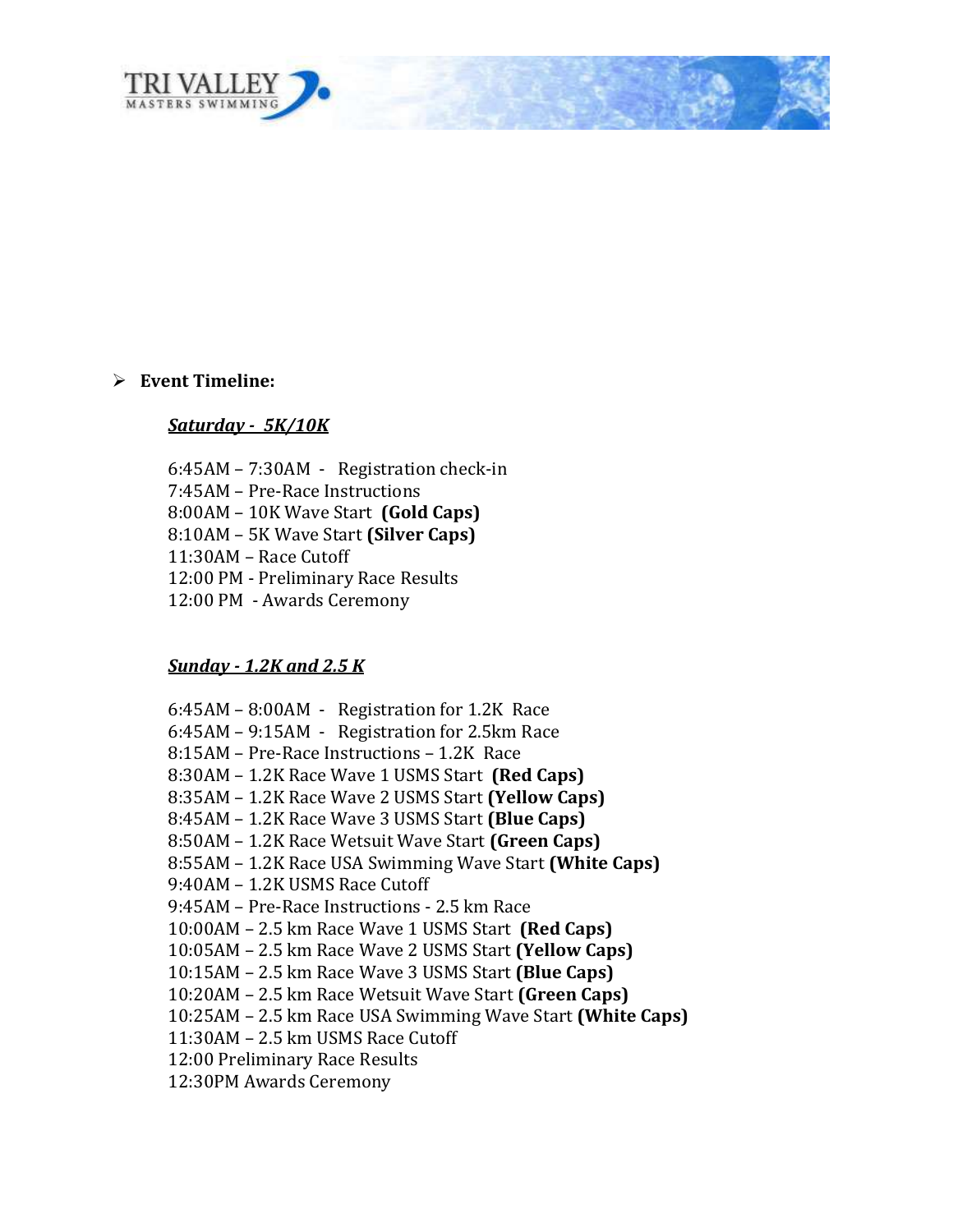- **Event Timeline:**

***Saturday - 5K/10K***

6:45AM – 7:30AM - Registration check-in
7:45AM – Pre-Race Instructions
8:00AM – 10K Wave Start **(Gold Caps)**
8:10AM – 5K Wave Start **(Silver Caps)**
11:30AM – Race Cutoff
12:00 PM - Preliminary Race Results
12:00 PM - Awards Ceremony

***Sunday - 1.2K and 2.5 K***

6:45AM – 8:00AM - Registration for 1.2K Race
6:45AM – 9:15AM - Registration for 2.5km Race
8:15AM – Pre-Race Instructions – 1.2K Race
8:30AM – 1.2K Race Wave 1 USMS Start **(Red Caps)**
8:35AM – 1.2K Race Wave 2 USMS Start **(Yellow Caps)**
8:45AM – 1.2K Race Wave 3 USMS Start **(Blue Caps)**
8:50AM – 1.2K Race Wetsuit Wave Start **(Green Caps)**
8:55AM – 1.2K Race USA Swimming Wave Start **(White Caps)**
9:40AM – 1.2K USMS Race Cutoff
9:45AM – Pre-Race Instructions - 2.5 km Race
10:00AM – 2.5 km Race Wave 1 USMS Start **(Red Caps)**
10:05AM – 2.5 km Race Wave 2 USMS Start **(Yellow Caps)**
10:15AM – 2.5 km Race Wave 3 USMS Start **(Blue Caps)**
10:20AM – 2.5 km Race Wetsuit Wave Start **(Green Caps)**
10:25AM – 2.5 km Race USA Swimming Wave Start **(White Caps)**
11:30AM – 2.5 km USMS Race Cutoff
12:00 Preliminary Race Results
12:30PM Awards Ceremony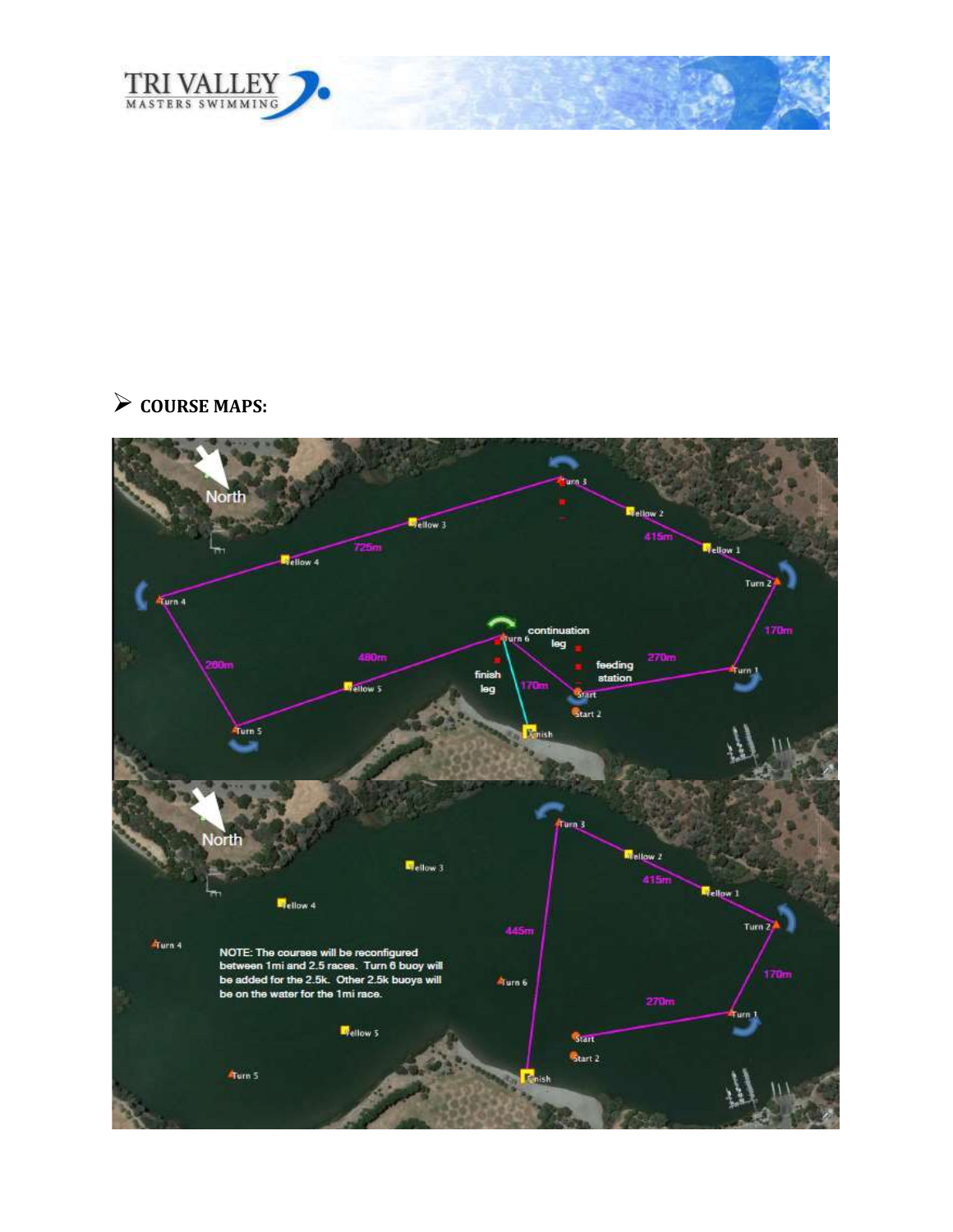## ➢ COURSE MAPS:

NOTE: The courses will be reconfigured between 1mi and 2.5 races. Turn 6 buoy will be added for the 2.5k. Other 2.5k buoys will be on the water for the 1mi race.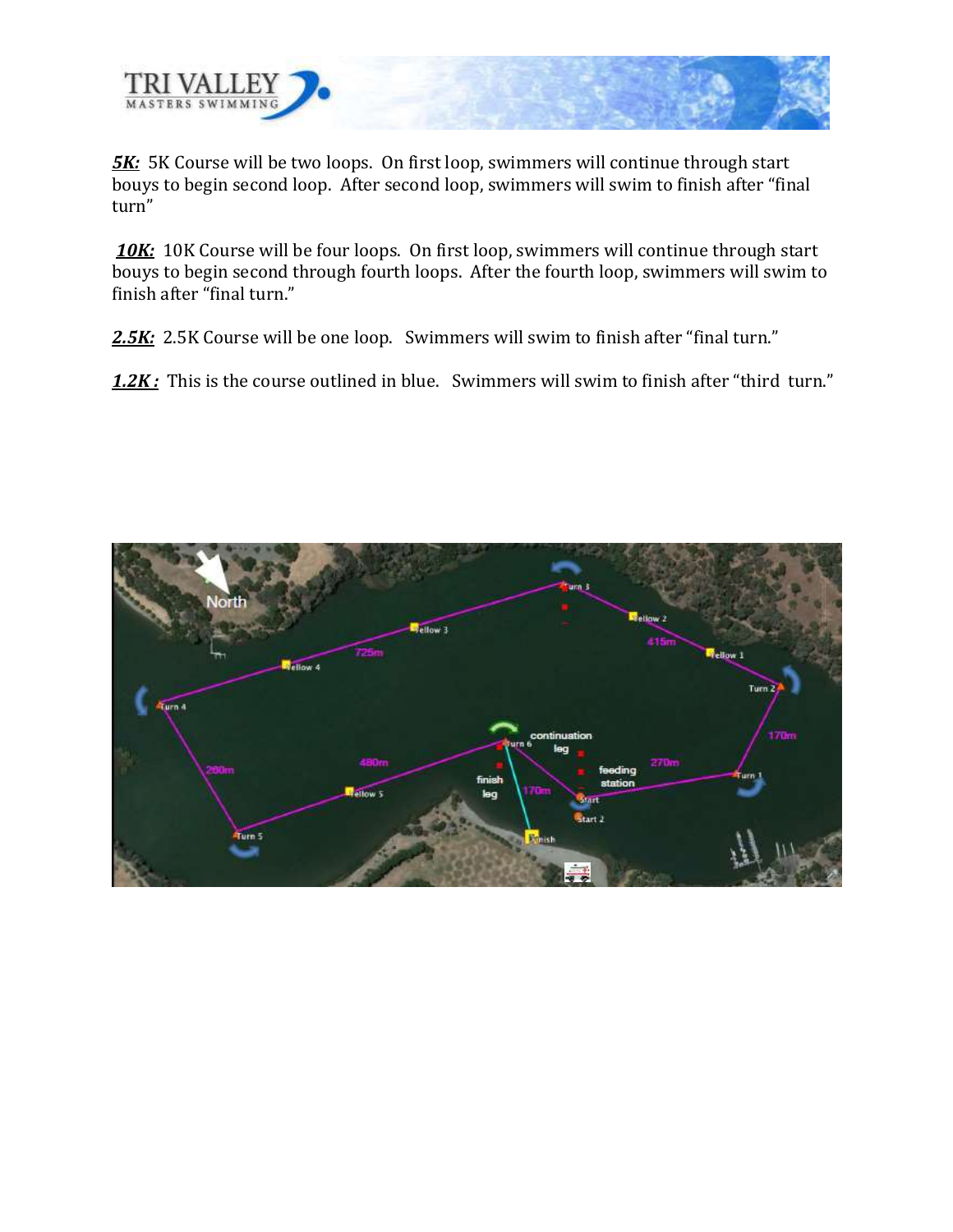***5K:*** 5K Course will be two loops. On first loop, swimmers will continue through start bouys to begin second loop. After second loop, swimmers will swim to finish after "final turn"

***10K:*** 10K Course will be four loops. On first loop, swimmers will continue through start bouys to begin second through fourth loops. After the fourth loop, swimmers will swim to finish after "final turn."

***2.5K:*** 2.5K Course will be one loop. Swimmers will swim to finish after "final turn."

***1.2K :*** This is the course outlined in blue. Swimmers will swim to finish after "third turn."

North

Turn 3

Yellow 2

415m

Yellow 1

Turn 2

170m

Yellow 3

725m

Yellow 4

Turn 4

260m

Turn 5

480m

Yellow 5

Turn 6

continuation leg

finish leg

170m

feeding station

270m

Turn 1

Start

Start 2

Finish